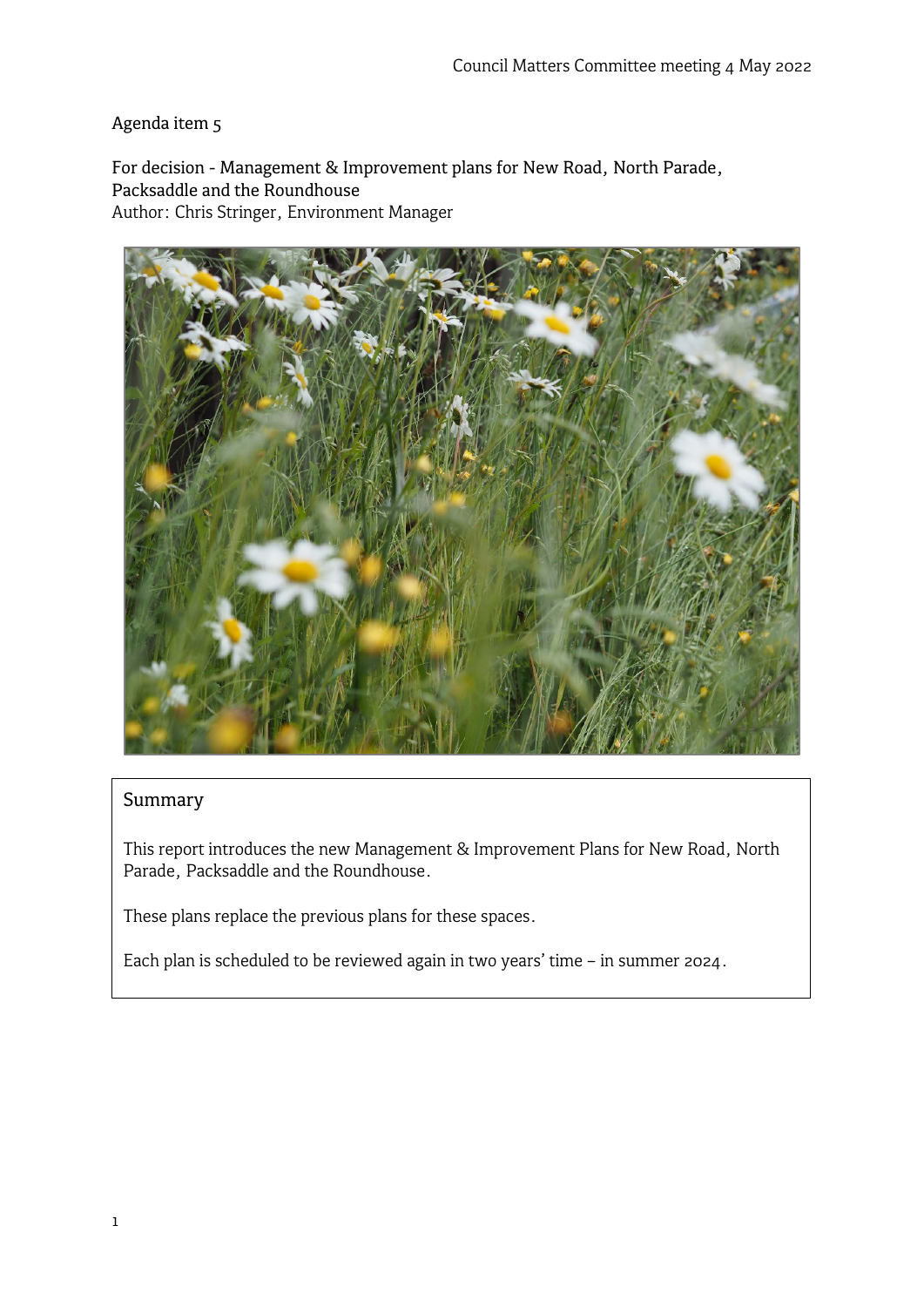Council Matters Committee meeting 4 May 2022

Agenda item 5

For decision - Management & Improvement plans for New Road, North Parade, Packsaddle and the Roundhouse

Author: Chris Stringer, Environment Manager

## Summary

This report introduces the new Management & Improvement Plans for New Road, North Parade, Packsaddle and the Roundhouse.

These plans replace the previous plans for these spaces.

Each plan is scheduled to be reviewed again in two years' time – in summer 2024.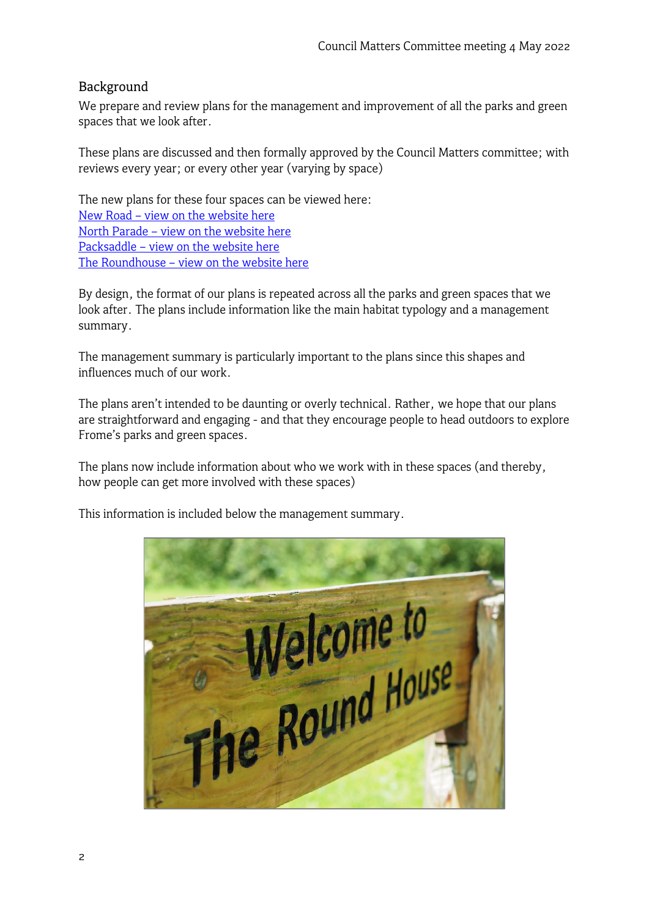## Background

We prepare and review plans for the management and improvement of all the parks and green spaces that we look after.

These plans are discussed and then formally approved by the Council Matters committee; with reviews every year; or every other year (varying by space)

The new plans for these four spaces can be viewed here:
New Road – view on the website here
North Parade – view on the website here
Packsaddle – view on the website here
The Roundhouse – view on the website here

By design, the format of our plans is repeated across all the parks and green spaces that we look after. The plans include information like the main habitat typology and a management summary.

The management summary is particularly important to the plans since this shapes and influences much of our work.

The plans aren't intended to be daunting or overly technical. Rather, we hope that our plans are straightforward and engaging - and that they encourage people to head outdoors to explore Frome's parks and green spaces.

The plans now include information about who we work with in these spaces (and thereby, how people can get more involved with these spaces)

This information is included below the management summary.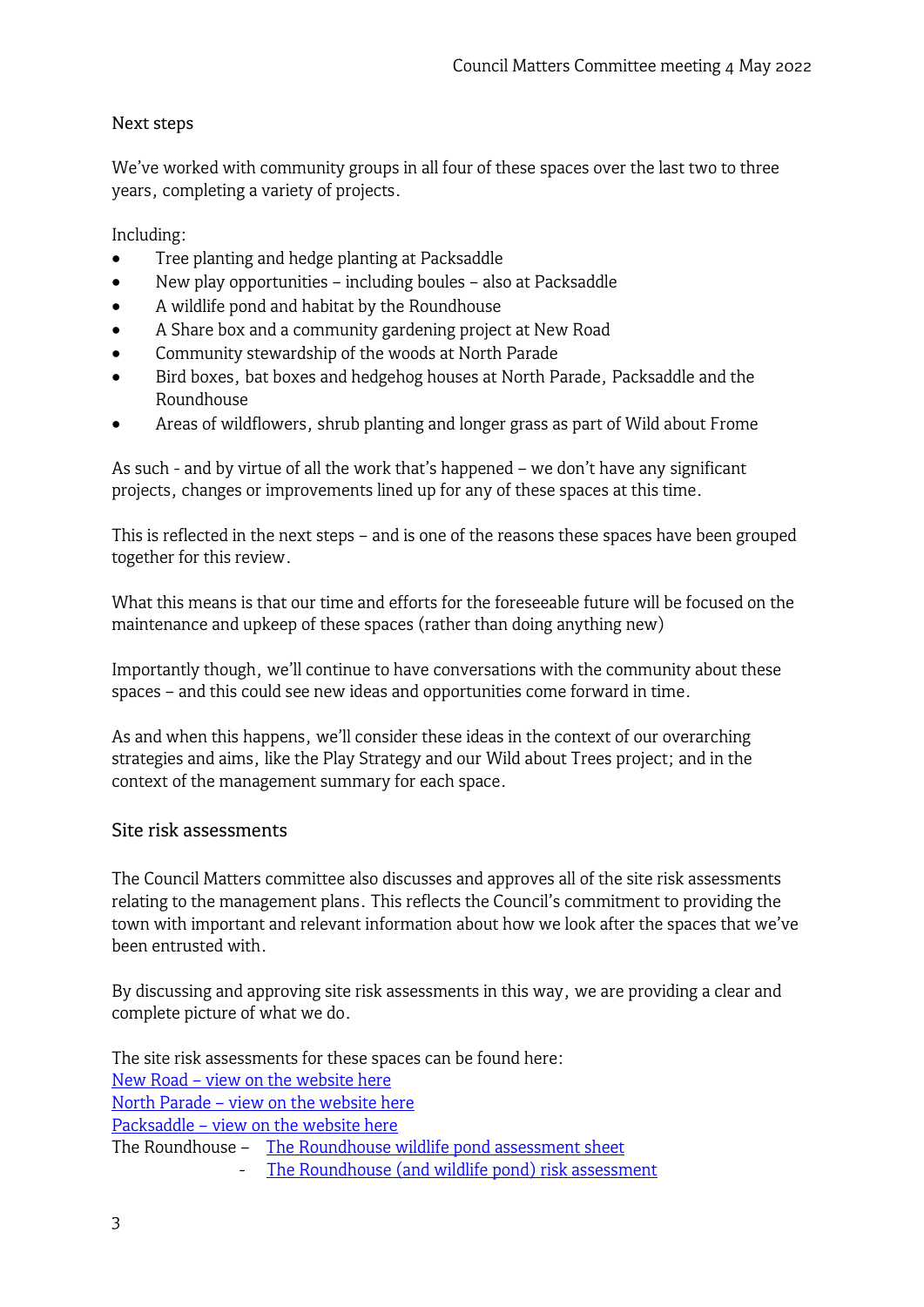## Next steps

We've worked with community groups in all four of these spaces over the last two to three years, completing a variety of projects.

Including:

- Tree planting and hedge planting at Packsaddle
- New play opportunities – including boules – also at Packsaddle
- A wildlife pond and habitat by the Roundhouse
- A Share box and a community gardening project at New Road
- Community stewardship of the woods at North Parade
- Bird boxes, bat boxes and hedgehog houses at North Parade, Packsaddle and the Roundhouse
- Areas of wildflowers, shrub planting and longer grass as part of Wild about Frome

As such - and by virtue of all the work that's happened – we don't have any significant projects, changes or improvements lined up for any of these spaces at this time.

This is reflected in the next steps – and is one of the reasons these spaces have been grouped together for this review.

What this means is that our time and efforts for the foreseeable future will be focused on the maintenance and upkeep of these spaces (rather than doing anything new)

Importantly though, we'll continue to have conversations with the community about these spaces – and this could see new ideas and opportunities come forward in time.

As and when this happens, we'll consider these ideas in the context of our overarching strategies and aims, like the Play Strategy and our Wild about Trees project; and in the context of the management summary for each space.

## Site risk assessments

The Council Matters committee also discusses and approves all of the site risk assessments relating to the management plans. This reflects the Council's commitment to providing the town with important and relevant information about how we look after the spaces that we've been entrusted with.

By discussing and approving site risk assessments in this way, we are providing a clear and complete picture of what we do.

The site risk assessments for these spaces can be found here:

New Road – view on the website here
North Parade – view on the website here
Packsaddle – view on the website here
The Roundhouse – The Roundhouse wildlife pond assessment sheet
- The Roundhouse (and wildlife pond) risk assessment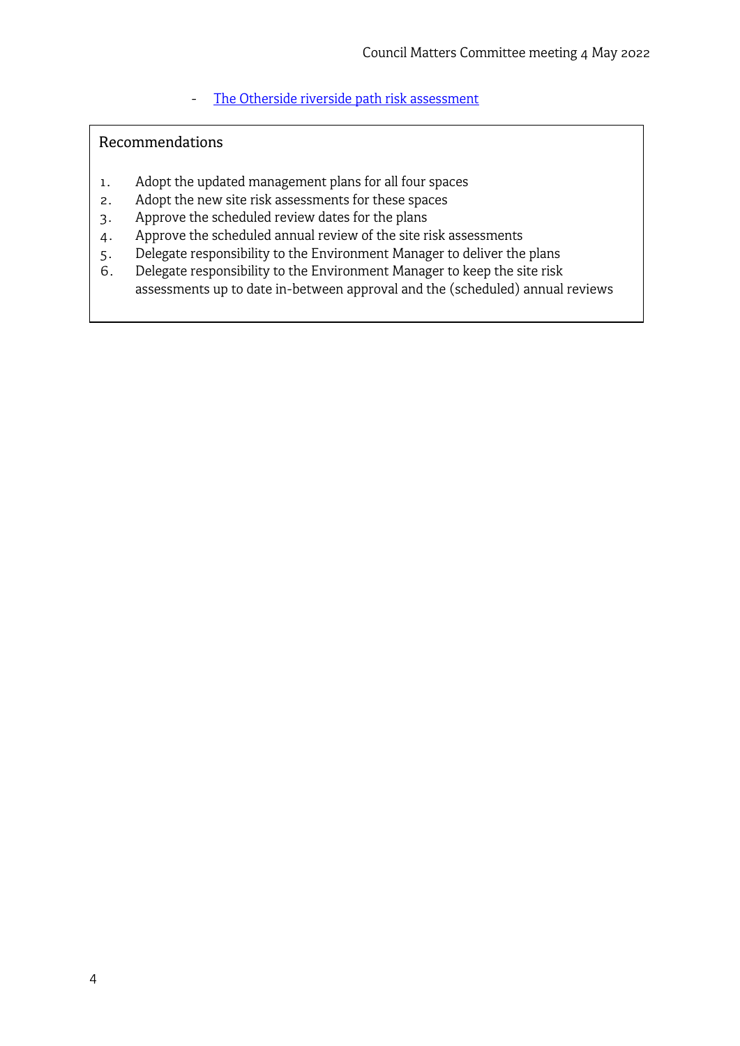- The Otherside riverside path risk assessment

## Recommendations

1. Adopt the updated management plans for all four spaces
2. Adopt the new site risk assessments for these spaces
3. Approve the scheduled review dates for the plans
4. Approve the scheduled annual review of the site risk assessments
5. Delegate responsibility to the Environment Manager to deliver the plans
6. Delegate responsibility to the Environment Manager to keep the site risk assessments up to date in-between approval and the (scheduled) annual reviews